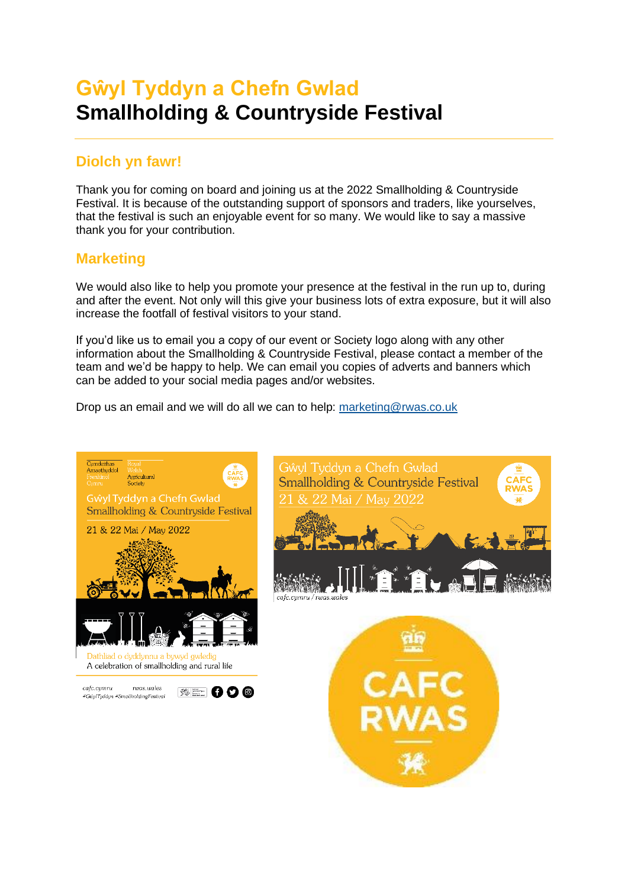# Gŵyl Tyddyn a Chefn Gwlad
# Smallholding & Countryside Festival

## Diolch yn fawr!

Thank you for coming on board and joining us at the 2022 Smallholding & Countryside Festival. It is because of the outstanding support of sponsors and traders, like yourselves, that the festival is such an enjoyable event for so many. We would like to say a massive thank you for your contribution.

## Marketing

We would also like to help you promote your presence at the festival in the run up to, during and after the event. Not only will this give your business lots of extra exposure, but it will also increase the footfall of festival visitors to your stand.

If you'd like us to email you a copy of our event or Society logo along with any other information about the Smallholding & Countryside Festival, please contact a member of the team and we'd be happy to help. We can email you copies of adverts and banners which can be added to your social media pages and/or websites.

Drop us an email and we will do all we can to help: [marketing@rwas.co.uk](mailto:marketing@rwas.co.uk)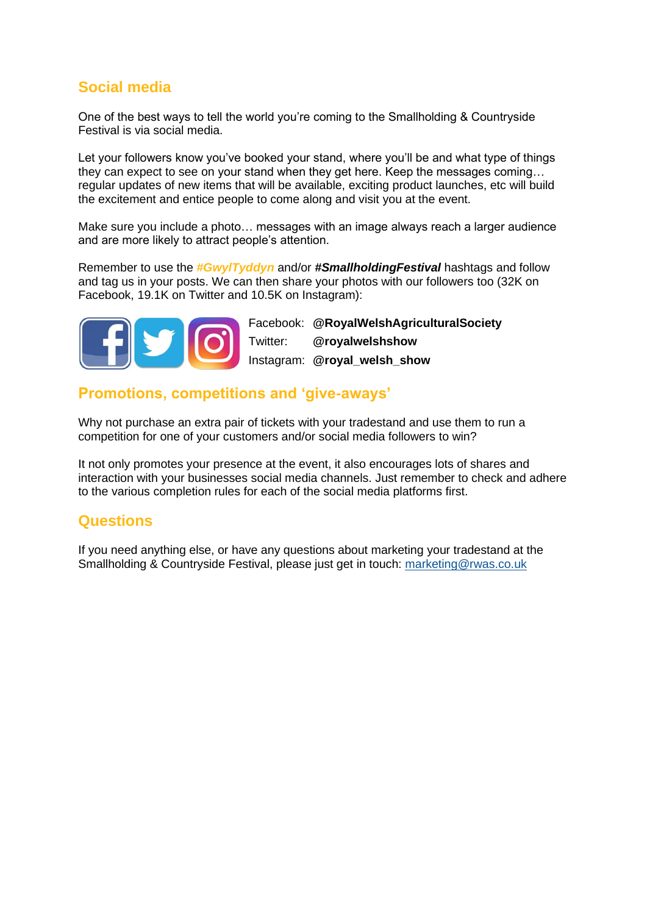## Social media

One of the best ways to tell the world you're coming to the Smallholding & Countryside Festival is via social media.

Let your followers know you've booked your stand, where you'll be and what type of things they can expect to see on your stand when they get here. Keep the messages coming… regular updates of new items that will be available, exciting product launches, etc will build the excitement and entice people to come along and visit you at the event.

Make sure you include a photo… messages with an image always reach a larger audience and are more likely to attract people's attention.

Remember to use the ***#GwylTyddyn*** and/or ***#SmallholdingFestival*** hashtags and follow and tag us in your posts. We can then share your photos with our followers too (32K on Facebook, 19.1K on Twitter and 10.5K on Instagram):

Facebook: **@RoyalWelshAgriculturalSociety**
Twitter: **@royalwelshshow**
Instagram: **@royal_welsh_show**

## Promotions, competitions and 'give-aways'

Why not purchase an extra pair of tickets with your tradestand and use them to run a competition for one of your customers and/or social media followers to win?

It not only promotes your presence at the event, it also encourages lots of shares and interaction with your businesses social media channels. Just remember to check and adhere to the various completion rules for each of the social media platforms first.

## Questions

If you need anything else, or have any questions about marketing your tradestand at the Smallholding & Countryside Festival, please just get in touch: marketing@rwas.co.uk